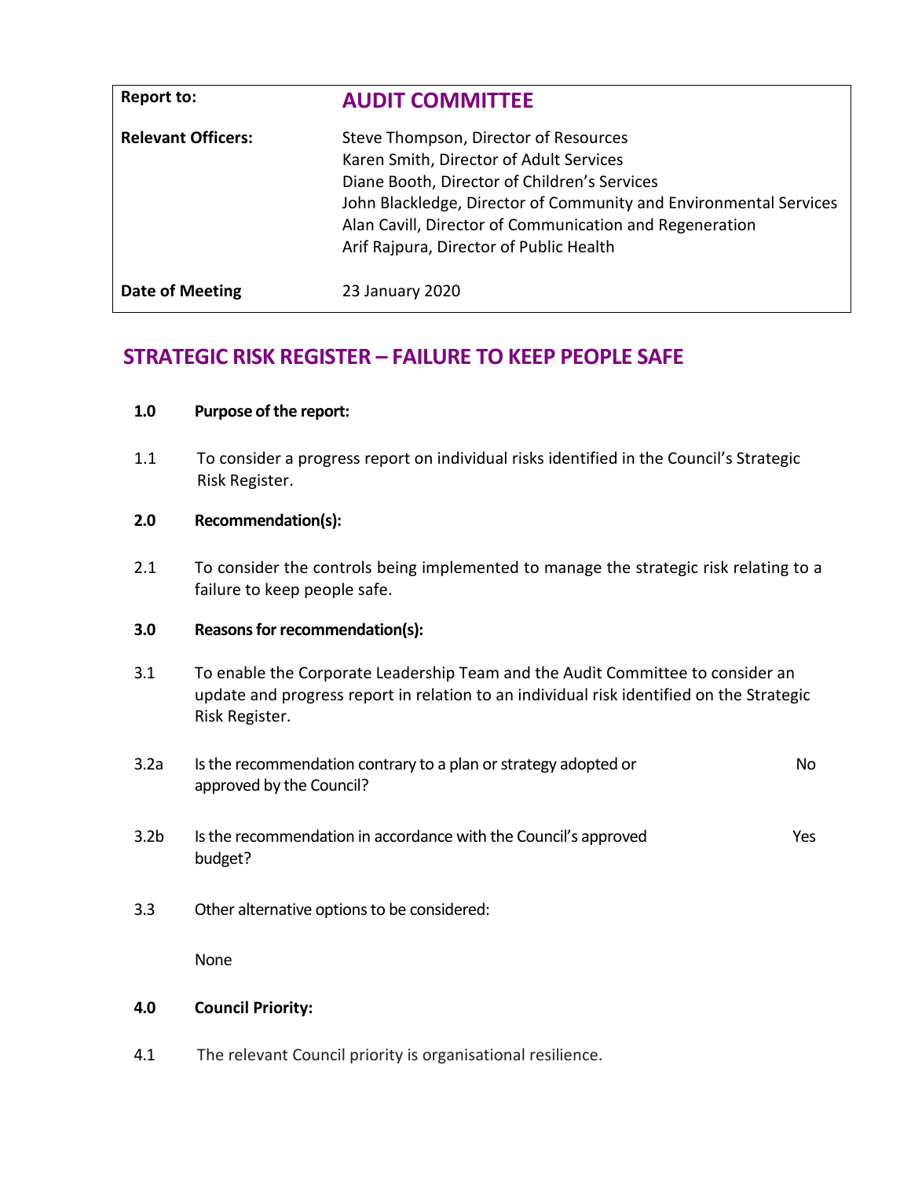| Report to: | AUDIT COMMITTEE |
|---|---|
| Relevant Officers: | Steve Thompson, Director of Resources<br>Karen Smith, Director of Adult Services<br>Diane Booth, Director of Children's Services<br>John Blackledge, Director of Community and Environmental Services<br>Alan Cavill, Director of Communication and Regeneration<br>Arif Rajpura, Director of Public Health |
| Date of Meeting | 23 January 2020 |

# STRATEGIC RISK REGISTER – FAILURE TO KEEP PEOPLE SAFE

**1.0 Purpose of the report:**

1.1 To consider a progress report on individual risks identified in the Council's Strategic Risk Register.

**2.0 Recommendation(s):**

2.1 To consider the controls being implemented to manage the strategic risk relating to a failure to keep people safe.

**3.0 Reasons for recommendation(s):**

3.1 To enable the Corporate Leadership Team and the Audit Committee to consider an update and progress report in relation to an individual risk identified on the Strategic Risk Register.

3.2a Is the recommendation contrary to a plan or strategy adopted or approved by the Council? No

3.2b Is the recommendation in accordance with the Council's approved budget? Yes

3.3 Other alternative options to be considered:

None

**4.0 Council Priority:**

4.1 The relevant Council priority is organisational resilience.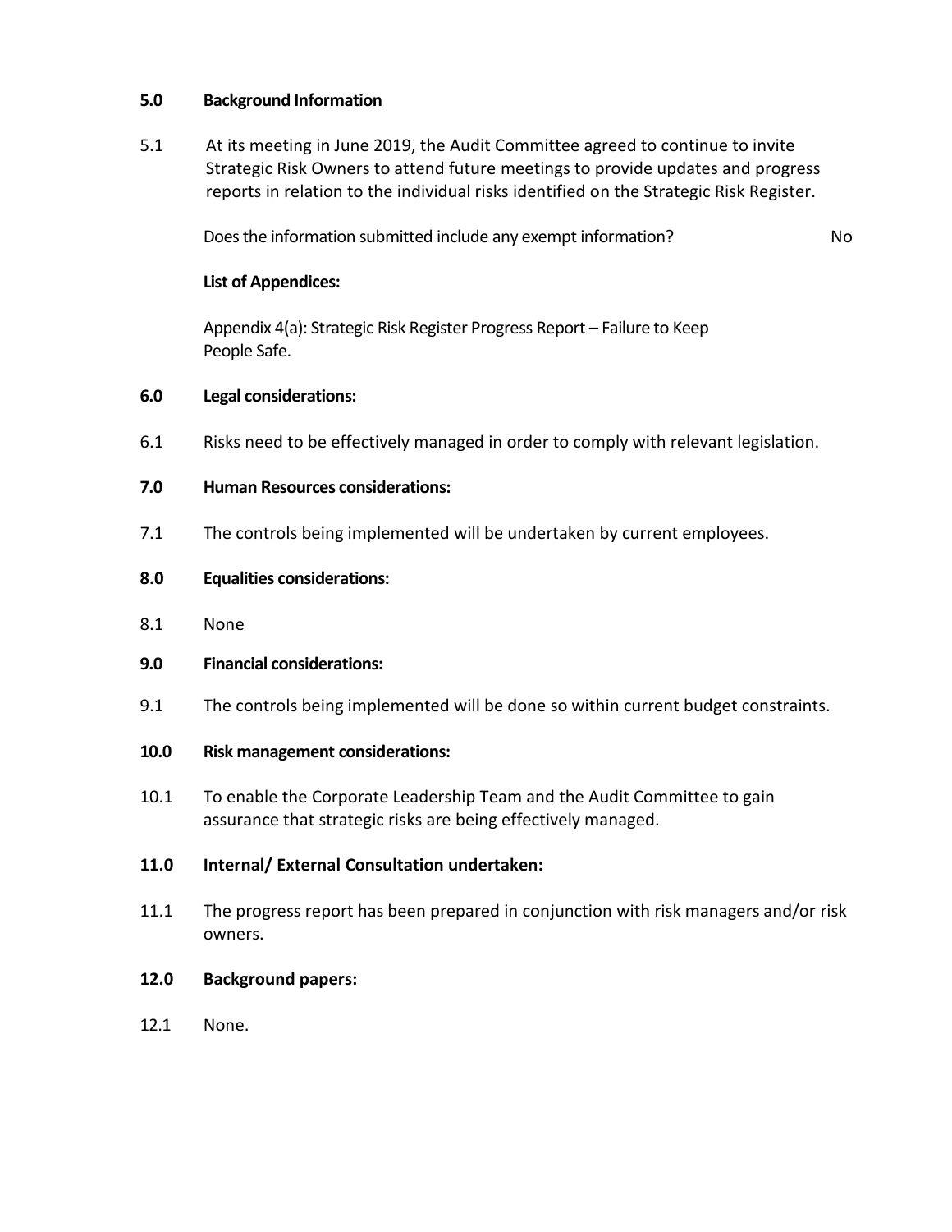**5.0 Background Information**

5.1 At its meeting in June 2019, the Audit Committee agreed to continue to invite Strategic Risk Owners to attend future meetings to provide updates and progress reports in relation to the individual risks identified on the Strategic Risk Register.

Does the information submitted include any exempt information? No

**List of Appendices:**

Appendix 4(a): Strategic Risk Register Progress Report – Failure to Keep People Safe.

**6.0 Legal considerations:**

6.1 Risks need to be effectively managed in order to comply with relevant legislation.

**7.0 Human Resources considerations:**

7.1 The controls being implemented will be undertaken by current employees.

**8.0 Equalities considerations:**

8.1 None

**9.0 Financial considerations:**

9.1 The controls being implemented will be done so within current budget constraints.

**10.0 Risk management considerations:**

10.1 To enable the Corporate Leadership Team and the Audit Committee to gain assurance that strategic risks are being effectively managed.

**11.0 Internal/ External Consultation undertaken:**

11.1 The progress report has been prepared in conjunction with risk managers and/or risk owners.

**12.0 Background papers:**

12.1 None.